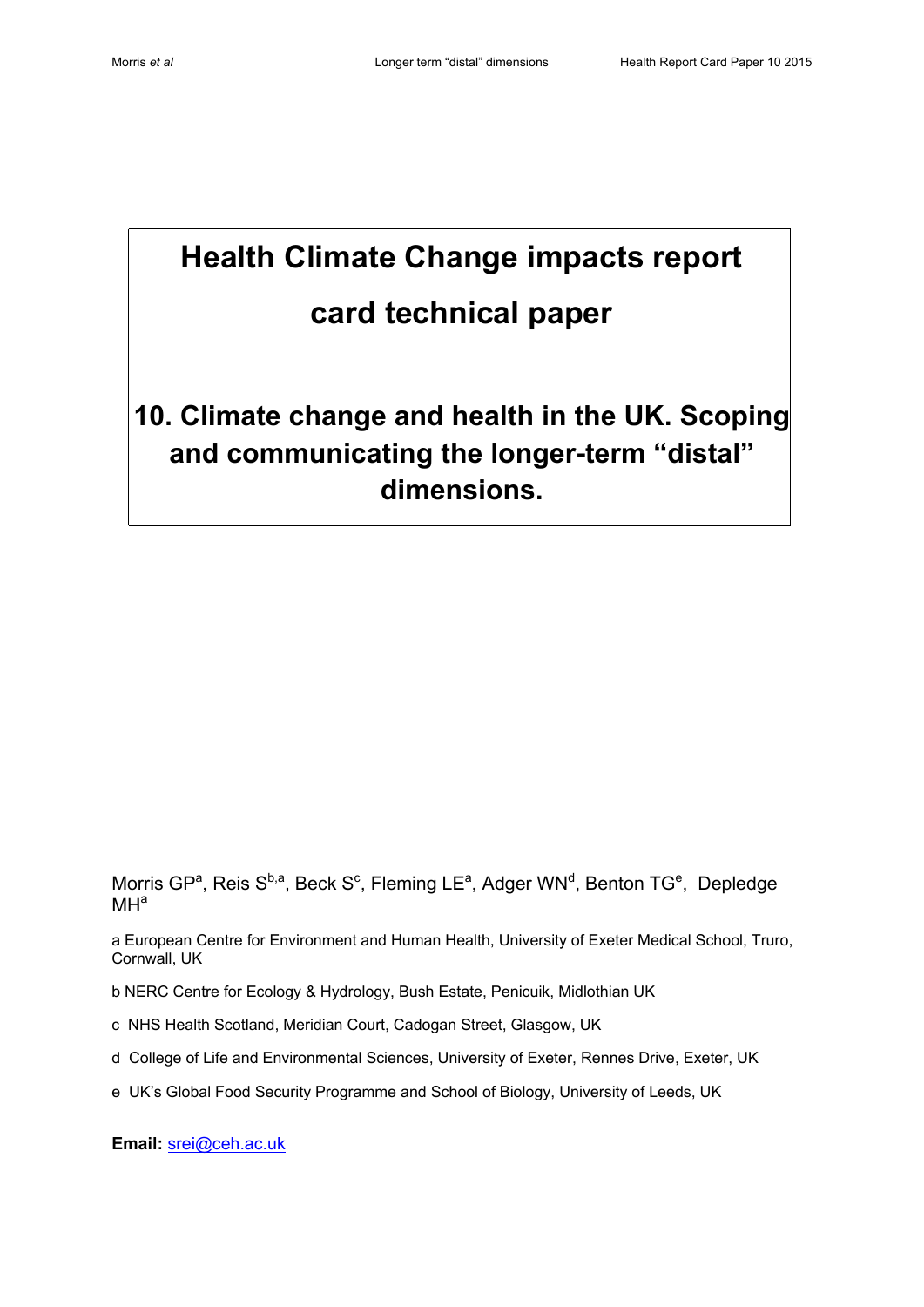# Health Climate Change impacts report card technical paper

## 10. Climate change and health in the UK. Scoping and communicating the longer-term "distal" dimensions.

Morris GP[a], Reis S[b,a], Beck S[c], Fleming LE[a], Adger WN[d], Benton TG[e], Depledge MH[a]

a European Centre for Environment and Human Health, University of Exeter Medical School, Truro, Cornwall, UK

b NERC Centre for Ecology & Hydrology, Bush Estate, Penicuik, Midlothian UK

c NHS Health Scotland, Meridian Court, Cadogan Street, Glasgow, UK

d College of Life and Environmental Sciences, University of Exeter, Rennes Drive, Exeter, UK

e UK's Global Food Security Programme and School of Biology, University of Leeds, UK

**Email:** srei@ceh.ac.uk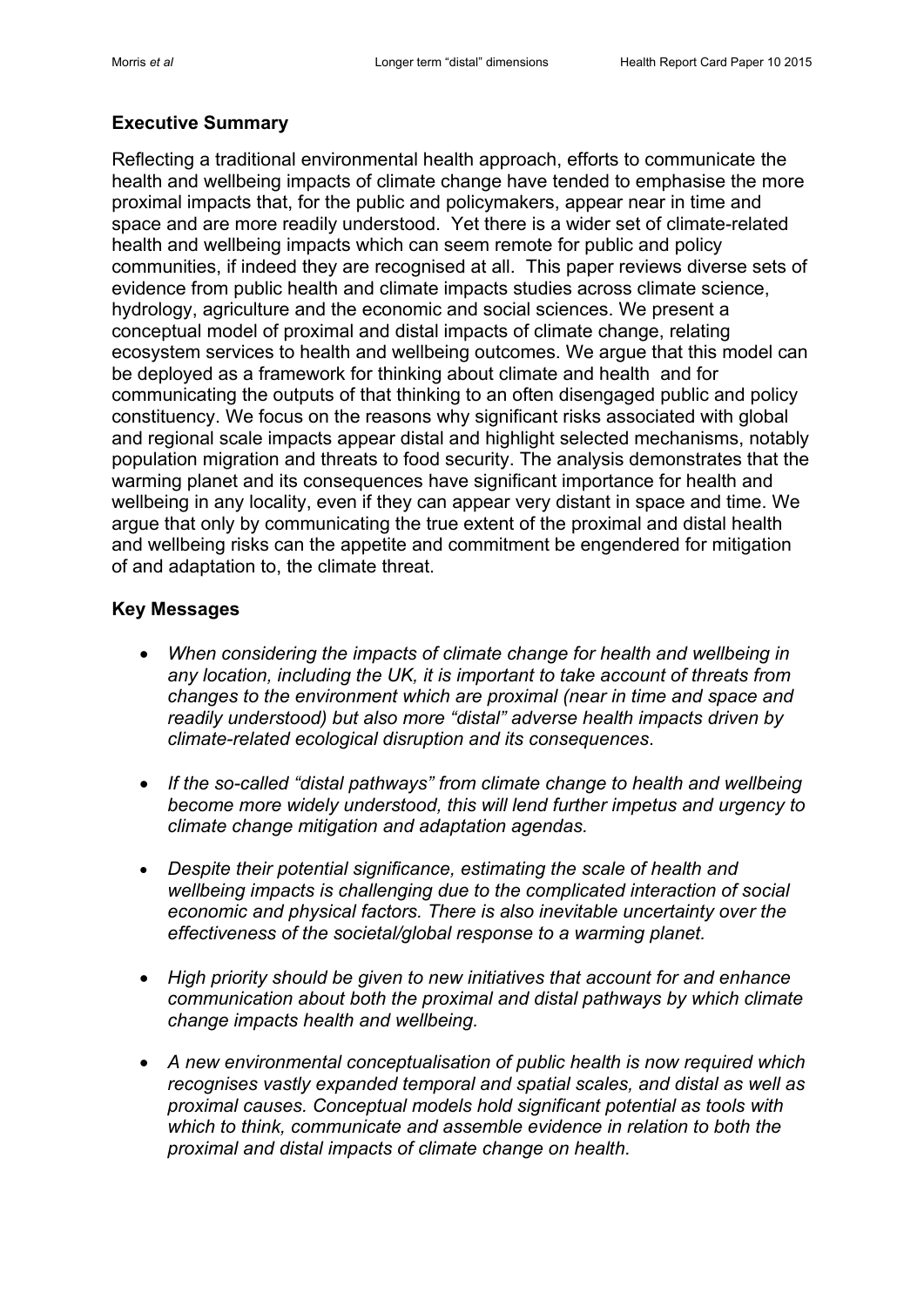## Executive Summary

Reflecting a traditional environmental health approach, efforts to communicate the health and wellbeing impacts of climate change have tended to emphasise the more proximal impacts that, for the public and policymakers, appear near in time and space and are more readily understood. Yet there is a wider set of climate-related health and wellbeing impacts which can seem remote for public and policy communities, if indeed they are recognised at all. This paper reviews diverse sets of evidence from public health and climate impacts studies across climate science, hydrology, agriculture and the economic and social sciences. We present a conceptual model of proximal and distal impacts of climate change, relating ecosystem services to health and wellbeing outcomes. We argue that this model can be deployed as a framework for thinking about climate and health and for communicating the outputs of that thinking to an often disengaged public and policy constituency. We focus on the reasons why significant risks associated with global and regional scale impacts appear distal and highlight selected mechanisms, notably population migration and threats to food security. The analysis demonstrates that the warming planet and its consequences have significant importance for health and wellbeing in any locality, even if they can appear very distant in space and time. We argue that only by communicating the true extent of the proximal and distal health and wellbeing risks can the appetite and commitment be engendered for mitigation of and adaptation to, the climate threat.

## Key Messages

- *When considering the impacts of climate change for health and wellbeing in any location, including the UK, it is important to take account of threats from changes to the environment which are proximal (near in time and space and readily understood) but also more "distal" adverse health impacts driven by climate-related ecological disruption and its consequences*.

- *If the so-called "distal pathways" from climate change to health and wellbeing become more widely understood, this will lend further impetus and urgency to climate change mitigation and adaptation agendas.*

- *Despite their potential significance, estimating the scale of health and wellbeing impacts is challenging due to the complicated interaction of social economic and physical factors. There is also inevitable uncertainty over the effectiveness of the societal/global response to a warming planet.*

- *High priority should be given to new initiatives that account for and enhance communication about both the proximal and distal pathways by which climate change impacts health and wellbeing.*

- *A new environmental conceptualisation of public health is now required which recognises vastly expanded temporal and spatial scales, and distal as well as proximal causes. Conceptual models hold significant potential as tools with which to think, communicate and assemble evidence in relation to both the proximal and distal impacts of climate change on health*.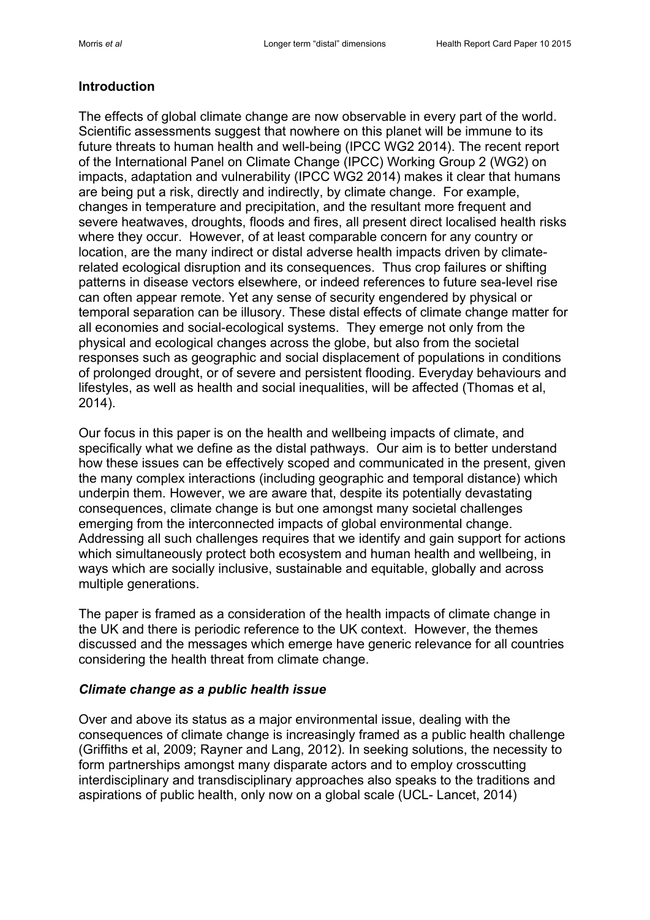## Introduction

The effects of global climate change are now observable in every part of the world. Scientific assessments suggest that nowhere on this planet will be immune to its future threats to human health and well-being (IPCC WG2 2014). The recent report of the International Panel on Climate Change (IPCC) Working Group 2 (WG2) on impacts, adaptation and vulnerability (IPCC WG2 2014) makes it clear that humans are being put a risk, directly and indirectly, by climate change. For example, changes in temperature and precipitation, and the resultant more frequent and severe heatwaves, droughts, floods and fires, all present direct localised health risks where they occur. However, of at least comparable concern for any country or location, are the many indirect or distal adverse health impacts driven by climate-related ecological disruption and its consequences. Thus crop failures or shifting patterns in disease vectors elsewhere, or indeed references to future sea-level rise can often appear remote. Yet any sense of security engendered by physical or temporal separation can be illusory. These distal effects of climate change matter for all economies and social-ecological systems. They emerge not only from the physical and ecological changes across the globe, but also from the societal responses such as geographic and social displacement of populations in conditions of prolonged drought, or of severe and persistent flooding. Everyday behaviours and lifestyles, as well as health and social inequalities, will be affected (Thomas et al, 2014).

Our focus in this paper is on the health and wellbeing impacts of climate, and specifically what we define as the distal pathways. Our aim is to better understand how these issues can be effectively scoped and communicated in the present, given the many complex interactions (including geographic and temporal distance) which underpin them. However, we are aware that, despite its potentially devastating consequences, climate change is but one amongst many societal challenges emerging from the interconnected impacts of global environmental change. Addressing all such challenges requires that we identify and gain support for actions which simultaneously protect both ecosystem and human health and wellbeing, in ways which are socially inclusive, sustainable and equitable, globally and across multiple generations.

The paper is framed as a consideration of the health impacts of climate change in the UK and there is periodic reference to the UK context. However, the themes discussed and the messages which emerge have generic relevance for all countries considering the health threat from climate change.

### *Climate change as a public health issue*

Over and above its status as a major environmental issue, dealing with the consequences of climate change is increasingly framed as a public health challenge (Griffiths et al, 2009; Rayner and Lang, 2012). In seeking solutions, the necessity to form partnerships amongst many disparate actors and to employ crosscutting interdisciplinary and transdisciplinary approaches also speaks to the traditions and aspirations of public health, only now on a global scale (UCL- Lancet, 2014)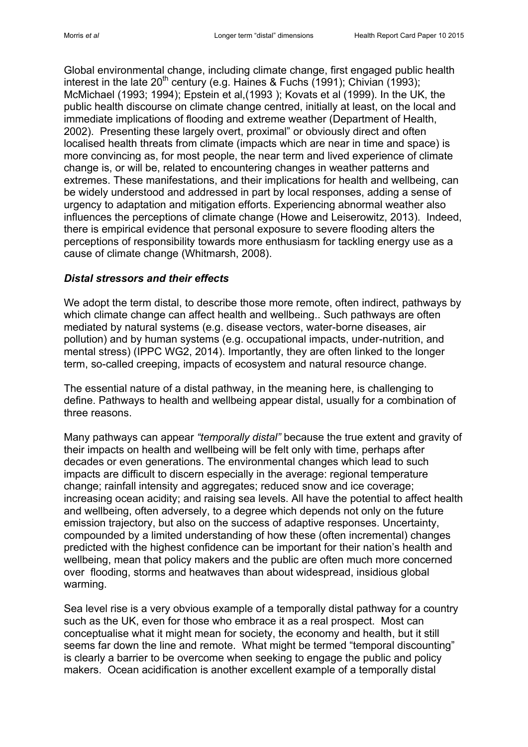Global environmental change, including climate change, first engaged public health interest in the late 20th century (e.g. Haines & Fuchs (1991); Chivian (1993); McMichael (1993; 1994); Epstein et al,(1993 ); Kovats et al (1999). In the UK, the public health discourse on climate change centred, initially at least, on the local and immediate implications of flooding and extreme weather (Department of Health, 2002). Presenting these largely overt, proximal" or obviously direct and often localised health threats from climate (impacts which are near in time and space) is more convincing as, for most people, the near term and lived experience of climate change is, or will be, related to encountering changes in weather patterns and extremes. These manifestations, and their implications for health and wellbeing, can be widely understood and addressed in part by local responses, adding a sense of urgency to adaptation and mitigation efforts. Experiencing abnormal weather also influences the perceptions of climate change (Howe and Leiserowitz, 2013). Indeed, there is empirical evidence that personal exposure to severe flooding alters the perceptions of responsibility towards more enthusiasm for tackling energy use as a cause of climate change (Whitmarsh, 2008).

### *Distal stressors and their effects*

We adopt the term distal, to describe those more remote, often indirect, pathways by which climate change can affect health and wellbeing.. Such pathways are often mediated by natural systems (e.g. disease vectors, water-borne diseases, air pollution) and by human systems (e.g. occupational impacts, under-nutrition, and mental stress) (IPPC WG2, 2014). Importantly, they are often linked to the longer term, so-called creeping, impacts of ecosystem and natural resource change.

The essential nature of a distal pathway, in the meaning here, is challenging to define. Pathways to health and wellbeing appear distal, usually for a combination of three reasons.

Many pathways can appear *"temporally distal"* because the true extent and gravity of their impacts on health and wellbeing will be felt only with time, perhaps after decades or even generations. The environmental changes which lead to such impacts are difficult to discern especially in the average: regional temperature change; rainfall intensity and aggregates; reduced snow and ice coverage; increasing ocean acidity; and raising sea levels. All have the potential to affect health and wellbeing, often adversely, to a degree which depends not only on the future emission trajectory, but also on the success of adaptive responses. Uncertainty, compounded by a limited understanding of how these (often incremental) changes predicted with the highest confidence can be important for their nation's health and wellbeing, mean that policy makers and the public are often much more concerned over flooding, storms and heatwaves than about widespread, insidious global warming.

Sea level rise is a very obvious example of a temporally distal pathway for a country such as the UK, even for those who embrace it as a real prospect. Most can conceptualise what it might mean for society, the economy and health, but it still seems far down the line and remote. What might be termed "temporal discounting" is clearly a barrier to be overcome when seeking to engage the public and policy makers. Ocean acidification is another excellent example of a temporally distal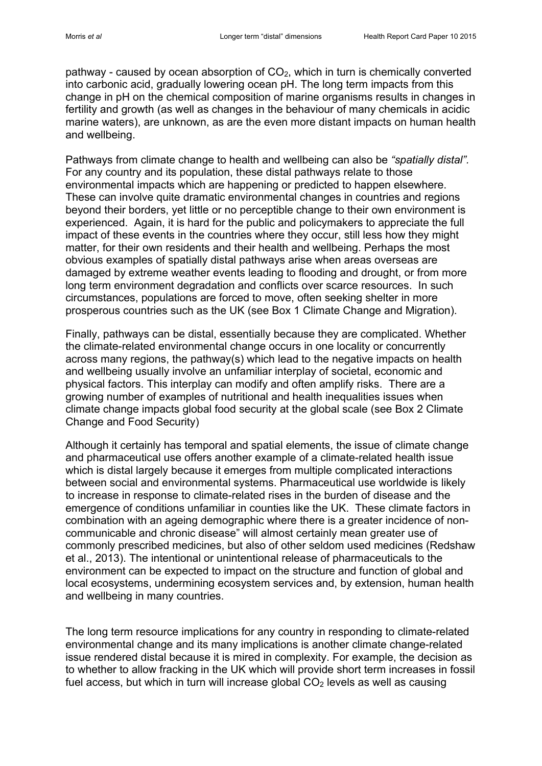pathway - caused by ocean absorption of $CO_2$, which in turn is chemically converted into carbonic acid, gradually lowering ocean pH. The long term impacts from this change in pH on the chemical composition of marine organisms results in changes in fertility and growth (as well as changes in the behaviour of many chemicals in acidic marine waters), are unknown, as are the even more distant impacts on human health and wellbeing.

Pathways from climate change to health and wellbeing can also be *"spatially distal"*. For any country and its population, these distal pathways relate to those environmental impacts which are happening or predicted to happen elsewhere. These can involve quite dramatic environmental changes in countries and regions beyond their borders, yet little or no perceptible change to their own environment is experienced. Again, it is hard for the public and policymakers to appreciate the full impact of these events in the countries where they occur, still less how they might matter, for their own residents and their health and wellbeing. Perhaps the most obvious examples of spatially distal pathways arise when areas overseas are damaged by extreme weather events leading to flooding and drought, or from more long term environment degradation and conflicts over scarce resources. In such circumstances, populations are forced to move, often seeking shelter in more prosperous countries such as the UK (see Box 1 Climate Change and Migration).

Finally, pathways can be distal, essentially because they are complicated. Whether the climate-related environmental change occurs in one locality or concurrently across many regions, the pathway(s) which lead to the negative impacts on health and wellbeing usually involve an unfamiliar interplay of societal, economic and physical factors. This interplay can modify and often amplify risks. There are a growing number of examples of nutritional and health inequalities issues when climate change impacts global food security at the global scale (see Box 2 Climate Change and Food Security)

Although it certainly has temporal and spatial elements, the issue of climate change and pharmaceutical use offers another example of a climate-related health issue which is distal largely because it emerges from multiple complicated interactions between social and environmental systems. Pharmaceutical use worldwide is likely to increase in response to climate-related rises in the burden of disease and the emergence of conditions unfamiliar in counties like the UK. These climate factors in combination with an ageing demographic where there is a greater incidence of non-communicable and chronic disease" will almost certainly mean greater use of commonly prescribed medicines, but also of other seldom used medicines (Redshaw et al., 2013). The intentional or unintentional release of pharmaceuticals to the environment can be expected to impact on the structure and function of global and local ecosystems, undermining ecosystem services and, by extension, human health and wellbeing in many countries.

The long term resource implications for any country in responding to climate-related environmental change and its many implications is another climate change-related issue rendered distal because it is mired in complexity. For example, the decision as to whether to allow fracking in the UK which will provide short term increases in fossil fuel access, but which in turn will increase global $CO_2$ levels as well as causing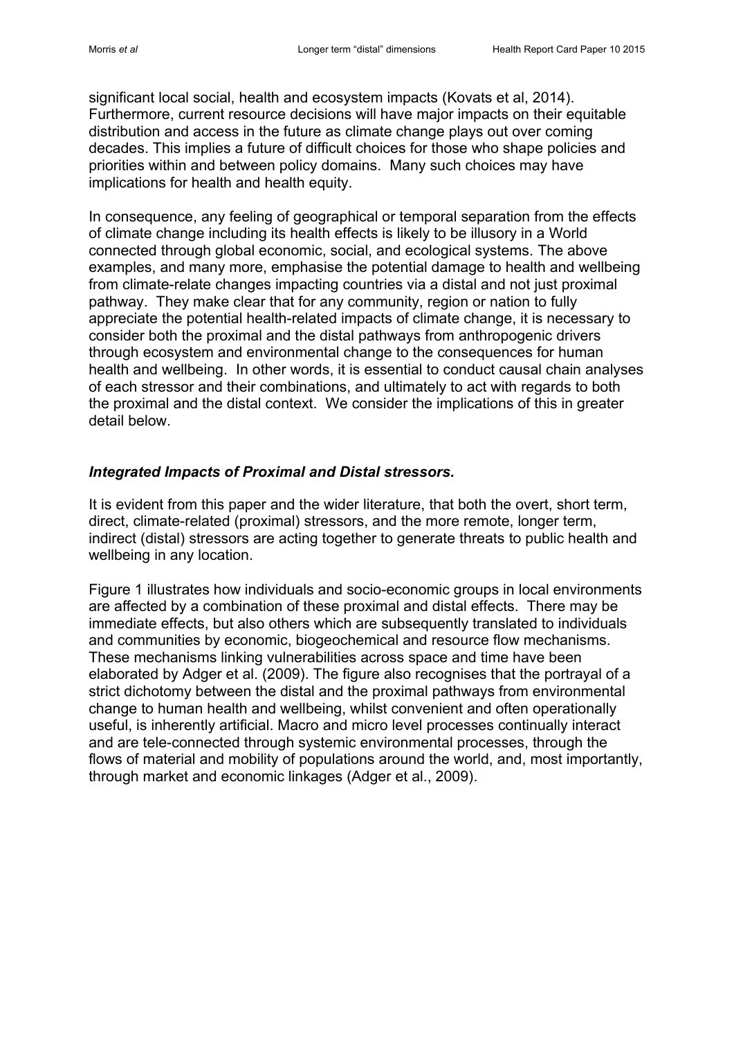significant local social, health and ecosystem impacts (Kovats et al, 2014). Furthermore, current resource decisions will have major impacts on their equitable distribution and access in the future as climate change plays out over coming decades. This implies a future of difficult choices for those who shape policies and priorities within and between policy domains. Many such choices may have implications for health and health equity.

In consequence, any feeling of geographical or temporal separation from the effects of climate change including its health effects is likely to be illusory in a World connected through global economic, social, and ecological systems. The above examples, and many more, emphasise the potential damage to health and wellbeing from climate-relate changes impacting countries via a distal and not just proximal pathway. They make clear that for any community, region or nation to fully appreciate the potential health-related impacts of climate change, it is necessary to consider both the proximal and the distal pathways from anthropogenic drivers through ecosystem and environmental change to the consequences for human health and wellbeing. In other words, it is essential to conduct causal chain analyses of each stressor and their combinations, and ultimately to act with regards to both the proximal and the distal context. We consider the implications of this in greater detail below.

### *Integrated Impacts of Proximal and Distal stressors.*

It is evident from this paper and the wider literature, that both the overt, short term, direct, climate-related (proximal) stressors, and the more remote, longer term, indirect (distal) stressors are acting together to generate threats to public health and wellbeing in any location.

Figure 1 illustrates how individuals and socio-economic groups in local environments are affected by a combination of these proximal and distal effects. There may be immediate effects, but also others which are subsequently translated to individuals and communities by economic, biogeochemical and resource flow mechanisms. These mechanisms linking vulnerabilities across space and time have been elaborated by Adger et al. (2009). The figure also recognises that the portrayal of a strict dichotomy between the distal and the proximal pathways from environmental change to human health and wellbeing, whilst convenient and often operationally useful, is inherently artificial. Macro and micro level processes continually interact and are tele-connected through systemic environmental processes, through the flows of material and mobility of populations around the world, and, most importantly, through market and economic linkages (Adger et al., 2009).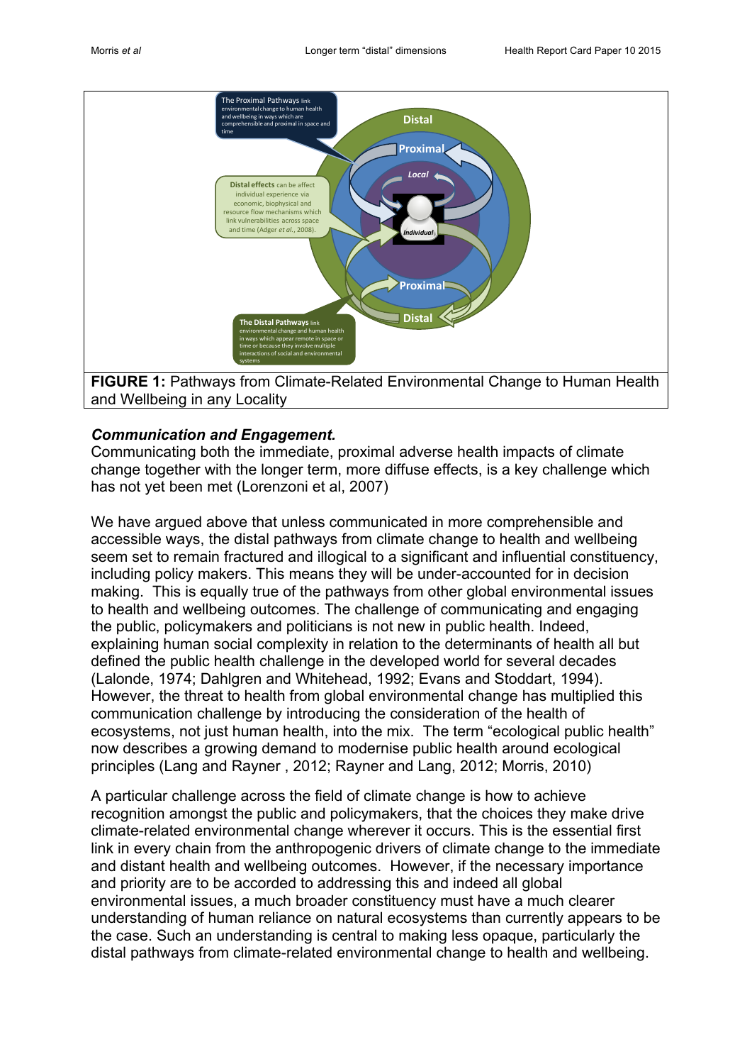**FIGURE 1:** Pathways from Climate-Related Environmental Change to Human Health and Wellbeing in any Locality

### *Communication and Engagement.*

Communicating both the immediate, proximal adverse health impacts of climate change together with the longer term, more diffuse effects, is a key challenge which has not yet been met (Lorenzoni et al, 2007)

We have argued above that unless communicated in more comprehensible and accessible ways, the distal pathways from climate change to health and wellbeing seem set to remain fractured and illogical to a significant and influential constituency, including policy makers. This means they will be under-accounted for in decision making. This is equally true of the pathways from other global environmental issues to health and wellbeing outcomes. The challenge of communicating and engaging the public, policymakers and politicians is not new in public health. Indeed, explaining human social complexity in relation to the determinants of health all but defined the public health challenge in the developed world for several decades (Lalonde, 1974; Dahlgren and Whitehead, 1992; Evans and Stoddart, 1994). However, the threat to health from global environmental change has multiplied this communication challenge by introducing the consideration of the health of ecosystems, not just human health, into the mix. The term "ecological public health" now describes a growing demand to modernise public health around ecological principles (Lang and Rayner , 2012; Rayner and Lang, 2012; Morris, 2010)

A particular challenge across the field of climate change is how to achieve recognition amongst the public and policymakers, that the choices they make drive climate-related environmental change wherever it occurs. This is the essential first link in every chain from the anthropogenic drivers of climate change to the immediate and distant health and wellbeing outcomes. However, if the necessary importance and priority are to be accorded to addressing this and indeed all global environmental issues, a much broader constituency must have a much clearer understanding of human reliance on natural ecosystems than currently appears to be the case. Such an understanding is central to making less opaque, particularly the distal pathways from climate-related environmental change to health and wellbeing.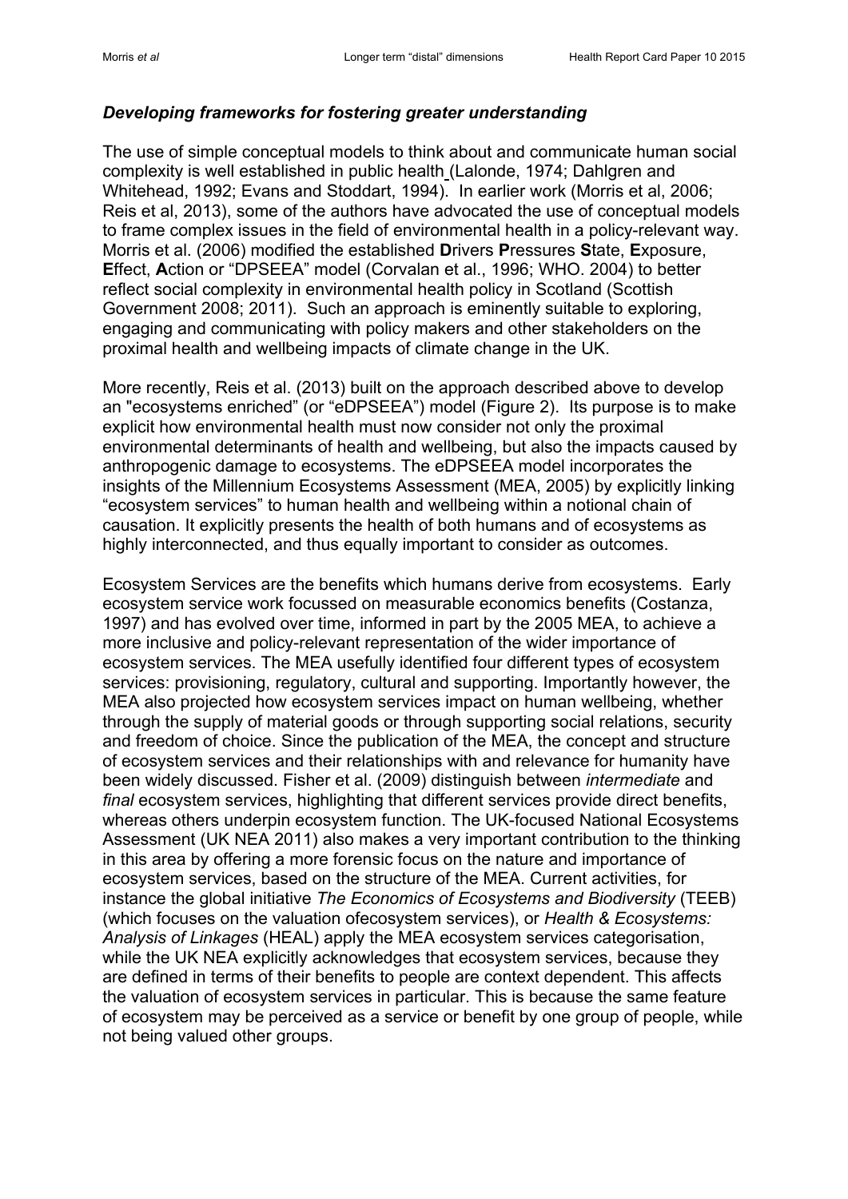### *Developing frameworks for fostering greater understanding*

The use of simple conceptual models to think about and communicate human social complexity is well established in public health (Lalonde, 1974; Dahlgren and Whitehead, 1992; Evans and Stoddart, 1994). In earlier work (Morris et al, 2006; Reis et al, 2013), some of the authors have advocated the use of conceptual models to frame complex issues in the field of environmental health in a policy-relevant way. Morris et al. (2006) modified the established **D**rivers **P**ressures **S**tate, **E**xposure, **E**ffect, **A**ction or "DPSEEA" model (Corvalan et al., 1996; WHO. 2004) to better reflect social complexity in environmental health policy in Scotland (Scottish Government 2008; 2011). Such an approach is eminently suitable to exploring, engaging and communicating with policy makers and other stakeholders on the proximal health and wellbeing impacts of climate change in the UK.

More recently, Reis et al. (2013) built on the approach described above to develop an "ecosystems enriched" (or "eDPSEEA") model (Figure 2). Its purpose is to make explicit how environmental health must now consider not only the proximal environmental determinants of health and wellbeing, but also the impacts caused by anthropogenic damage to ecosystems. The eDPSEEA model incorporates the insights of the Millennium Ecosystems Assessment (MEA, 2005) by explicitly linking "ecosystem services" to human health and wellbeing within a notional chain of causation. It explicitly presents the health of both humans and of ecosystems as highly interconnected, and thus equally important to consider as outcomes.

Ecosystem Services are the benefits which humans derive from ecosystems. Early ecosystem service work focussed on measurable economics benefits (Costanza, 1997) and has evolved over time, informed in part by the 2005 MEA, to achieve a more inclusive and policy-relevant representation of the wider importance of ecosystem services. The MEA usefully identified four different types of ecosystem services: provisioning, regulatory, cultural and supporting. Importantly however, the MEA also projected how ecosystem services impact on human wellbeing, whether through the supply of material goods or through supporting social relations, security and freedom of choice. Since the publication of the MEA, the concept and structure of ecosystem services and their relationships with and relevance for humanity have been widely discussed. Fisher et al. (2009) distinguish between *intermediate* and *final* ecosystem services, highlighting that different services provide direct benefits, whereas others underpin ecosystem function. The UK-focused National Ecosystems Assessment (UK NEA 2011) also makes a very important contribution to the thinking in this area by offering a more forensic focus on the nature and importance of ecosystem services, based on the structure of the MEA. Current activities, for instance the global initiative *The Economics of Ecosystems and Biodiversity* (TEEB) (which focuses on the valuation ofecosystem services), or *Health & Ecosystems: Analysis of Linkages* (HEAL) apply the MEA ecosystem services categorisation, while the UK NEA explicitly acknowledges that ecosystem services, because they are defined in terms of their benefits to people are context dependent. This affects the valuation of ecosystem services in particular. This is because the same feature of ecosystem may be perceived as a service or benefit by one group of people, while not being valued other groups.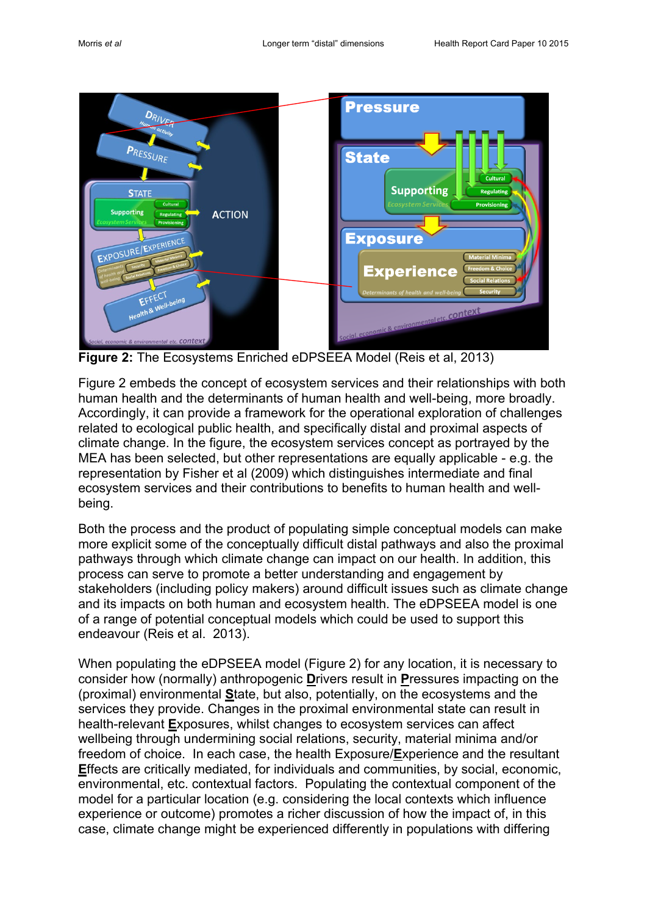**Figure 2:** The Ecosystems Enriched eDPSEEA Model (Reis et al, 2013)

Figure 2 embeds the concept of ecosystem services and their relationships with both human health and the determinants of human health and well-being, more broadly. Accordingly, it can provide a framework for the operational exploration of challenges related to ecological public health, and specifically distal and proximal aspects of climate change. In the figure, the ecosystem services concept as portrayed by the MEA has been selected, but other representations are equally applicable - e.g. the representation by Fisher et al (2009) which distinguishes intermediate and final ecosystem services and their contributions to benefits to human health and well-being.

Both the process and the product of populating simple conceptual models can make more explicit some of the conceptually difficult distal pathways and also the proximal pathways through which climate change can impact on our health. In addition, this process can serve to promote a better understanding and engagement by stakeholders (including policy makers) around difficult issues such as climate change and its impacts on both human and ecosystem health. The eDPSEEA model is one of a range of potential conceptual models which could be used to support this endeavour (Reis et al. 2013).

When populating the eDPSEEA model (Figure 2) for any location, it is necessary to consider how (normally) anthropogenic **D**rivers result in **P**ressures impacting on the (proximal) environmental **S**tate, but also, potentially, on the ecosystems and the services they provide. Changes in the proximal environmental state can result in health-relevant **E**xposures, whilst changes to ecosystem services can affect wellbeing through undermining social relations, security, material minima and/or freedom of choice. In each case, the health Exposure/**E**xperience and the resultant **E**ffects are critically mediated, for individuals and communities, by social, economic, environmental, etc. contextual factors. Populating the contextual component of the model for a particular location (e.g. considering the local contexts which influence experience or outcome) promotes a richer discussion of how the impact of, in this case, climate change might be experienced differently in populations with differing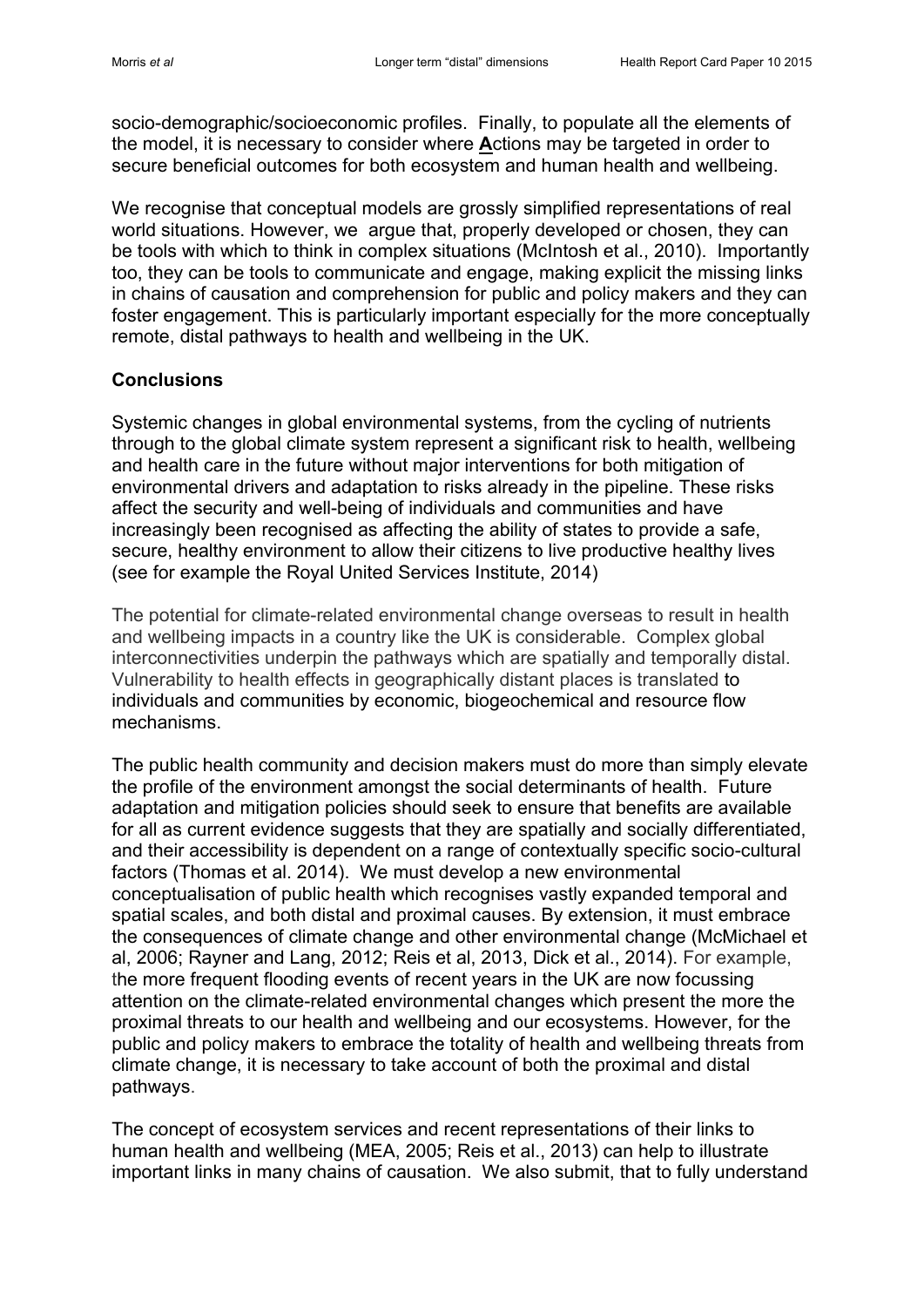socio-demographic/socioeconomic profiles. Finally, to populate all the elements of the model, it is necessary to consider where **A**ctions may be targeted in order to secure beneficial outcomes for both ecosystem and human health and wellbeing.

We recognise that conceptual models are grossly simplified representations of real world situations. However, we argue that, properly developed or chosen, they can be tools with which to think in complex situations (McIntosh et al., 2010). Importantly too, they can be tools to communicate and engage, making explicit the missing links in chains of causation and comprehension for public and policy makers and they can foster engagement. This is particularly important especially for the more conceptually remote, distal pathways to health and wellbeing in the UK.

## Conclusions

Systemic changes in global environmental systems, from the cycling of nutrients through to the global climate system represent a significant risk to health, wellbeing and health care in the future without major interventions for both mitigation of environmental drivers and adaptation to risks already in the pipeline. These risks affect the security and well-being of individuals and communities and have increasingly been recognised as affecting the ability of states to provide a safe, secure, healthy environment to allow their citizens to live productive healthy lives (see for example the Royal United Services Institute, 2014)

The potential for climate-related environmental change overseas to result in health and wellbeing impacts in a country like the UK is considerable. Complex global interconnectivities underpin the pathways which are spatially and temporally distal. Vulnerability to health effects in geographically distant places is translated to individuals and communities by economic, biogeochemical and resource flow mechanisms.

The public health community and decision makers must do more than simply elevate the profile of the environment amongst the social determinants of health. Future adaptation and mitigation policies should seek to ensure that benefits are available for all as current evidence suggests that they are spatially and socially differentiated, and their accessibility is dependent on a range of contextually specific socio-cultural factors (Thomas et al. 2014). We must develop a new environmental conceptualisation of public health which recognises vastly expanded temporal and spatial scales, and both distal and proximal causes. By extension, it must embrace the consequences of climate change and other environmental change (McMichael et al, 2006; Rayner and Lang, 2012; Reis et al, 2013, Dick et al., 2014). For example, the more frequent flooding events of recent years in the UK are now focussing attention on the climate-related environmental changes which present the more the proximal threats to our health and wellbeing and our ecosystems. However, for the public and policy makers to embrace the totality of health and wellbeing threats from climate change, it is necessary to take account of both the proximal and distal pathways.

The concept of ecosystem services and recent representations of their links to human health and wellbeing (MEA, 2005; Reis et al., 2013) can help to illustrate important links in many chains of causation. We also submit, that to fully understand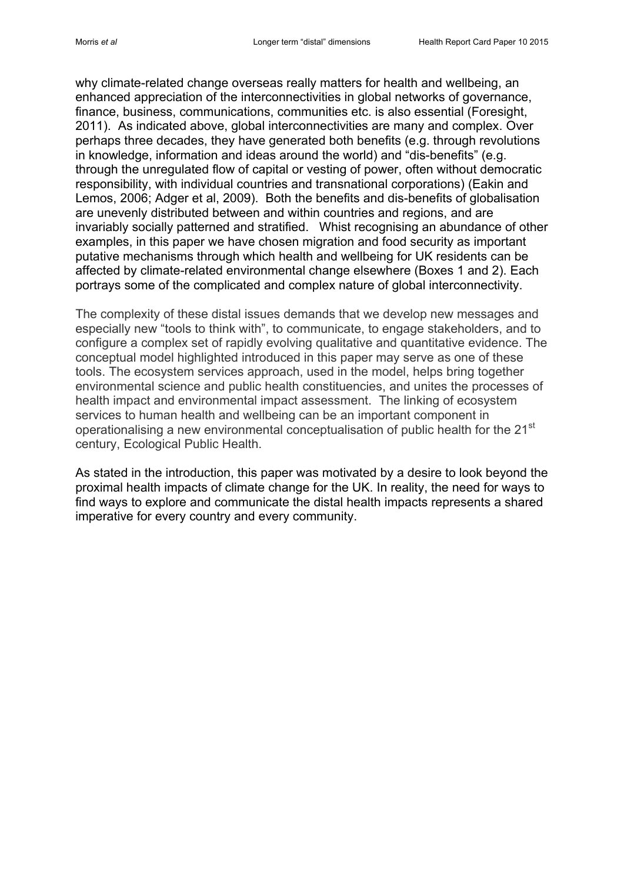why climate-related change overseas really matters for health and wellbeing, an enhanced appreciation of the interconnectivities in global networks of governance, finance, business, communications, communities etc. is also essential (Foresight, 2011). As indicated above, global interconnectivities are many and complex. Over perhaps three decades, they have generated both benefits (e.g. through revolutions in knowledge, information and ideas around the world) and "dis-benefits" (e.g. through the unregulated flow of capital or vesting of power, often without democratic responsibility, with individual countries and transnational corporations) (Eakin and Lemos, 2006; Adger et al, 2009). Both the benefits and dis-benefits of globalisation are unevenly distributed between and within countries and regions, and are invariably socially patterned and stratified. Whist recognising an abundance of other examples, in this paper we have chosen migration and food security as important putative mechanisms through which health and wellbeing for UK residents can be affected by climate-related environmental change elsewhere (Boxes 1 and 2). Each portrays some of the complicated and complex nature of global interconnectivity.

The complexity of these distal issues demands that we develop new messages and especially new "tools to think with", to communicate, to engage stakeholders, and to configure a complex set of rapidly evolving qualitative and quantitative evidence. The conceptual model highlighted introduced in this paper may serve as one of these tools. The ecosystem services approach, used in the model, helps bring together environmental science and public health constituencies, and unites the processes of health impact and environmental impact assessment. The linking of ecosystem services to human health and wellbeing can be an important component in operationalising a new environmental conceptualisation of public health for the 21st century, Ecological Public Health.

As stated in the introduction, this paper was motivated by a desire to look beyond the proximal health impacts of climate change for the UK. In reality, the need for ways to find ways to explore and communicate the distal health impacts represents a shared imperative for every country and every community.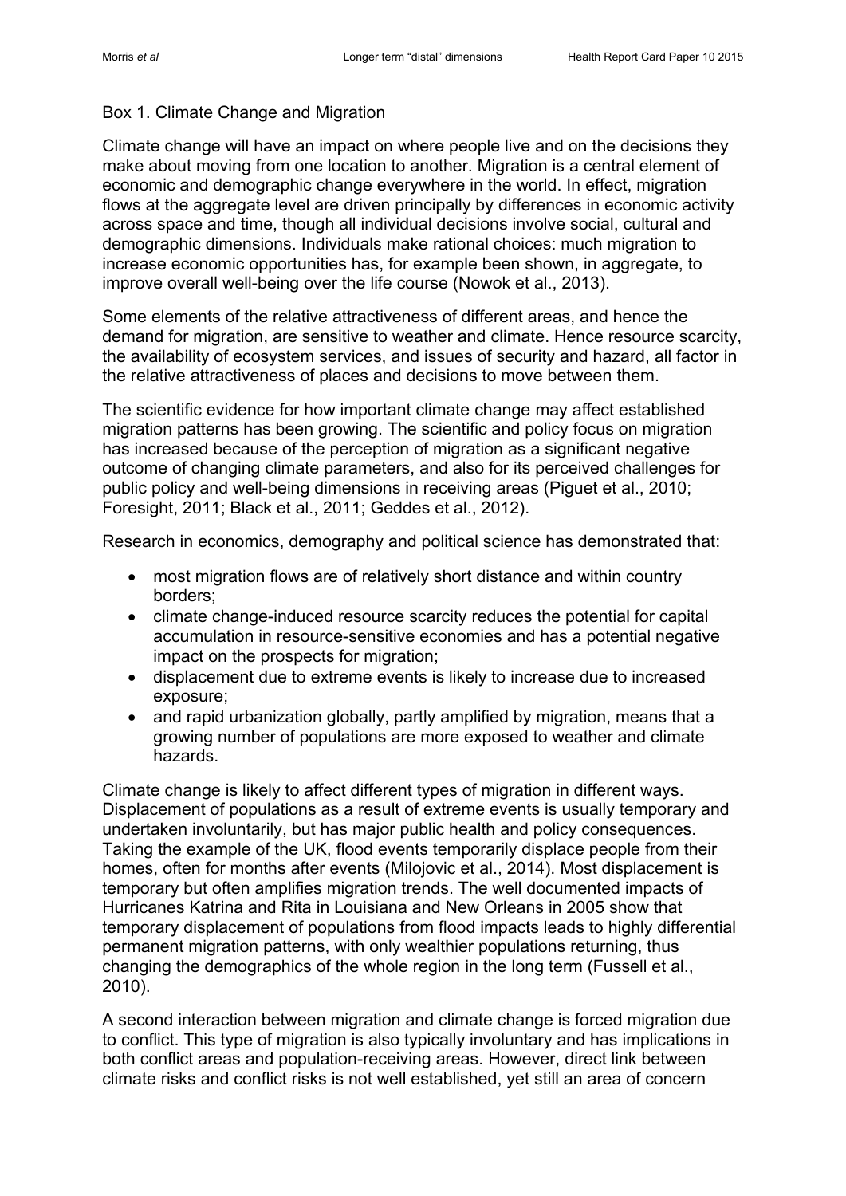Box 1. Climate Change and Migration

Climate change will have an impact on where people live and on the decisions they make about moving from one location to another. Migration is a central element of economic and demographic change everywhere in the world. In effect, migration flows at the aggregate level are driven principally by differences in economic activity across space and time, though all individual decisions involve social, cultural and demographic dimensions. Individuals make rational choices: much migration to increase economic opportunities has, for example been shown, in aggregate, to improve overall well-being over the life course (Nowok et al., 2013).

Some elements of the relative attractiveness of different areas, and hence the demand for migration, are sensitive to weather and climate. Hence resource scarcity, the availability of ecosystem services, and issues of security and hazard, all factor in the relative attractiveness of places and decisions to move between them.

The scientific evidence for how important climate change may affect established migration patterns has been growing. The scientific and policy focus on migration has increased because of the perception of migration as a significant negative outcome of changing climate parameters, and also for its perceived challenges for public policy and well-being dimensions in receiving areas (Piguet et al., 2010; Foresight, 2011; Black et al., 2011; Geddes et al., 2012).

Research in economics, demography and political science has demonstrated that:

- most migration flows are of relatively short distance and within country borders;
- climate change-induced resource scarcity reduces the potential for capital accumulation in resource-sensitive economies and has a potential negative impact on the prospects for migration;
- displacement due to extreme events is likely to increase due to increased exposure;
- and rapid urbanization globally, partly amplified by migration, means that a growing number of populations are more exposed to weather and climate hazards.

Climate change is likely to affect different types of migration in different ways. Displacement of populations as a result of extreme events is usually temporary and undertaken involuntarily, but has major public health and policy consequences. Taking the example of the UK, flood events temporarily displace people from their homes, often for months after events (Milojovic et al., 2014). Most displacement is temporary but often amplifies migration trends. The well documented impacts of Hurricanes Katrina and Rita in Louisiana and New Orleans in 2005 show that temporary displacement of populations from flood impacts leads to highly differential permanent migration patterns, with only wealthier populations returning, thus changing the demographics of the whole region in the long term (Fussell et al., 2010).

A second interaction between migration and climate change is forced migration due to conflict. This type of migration is also typically involuntary and has implications in both conflict areas and population-receiving areas. However, direct link between climate risks and conflict risks is not well established, yet still an area of concern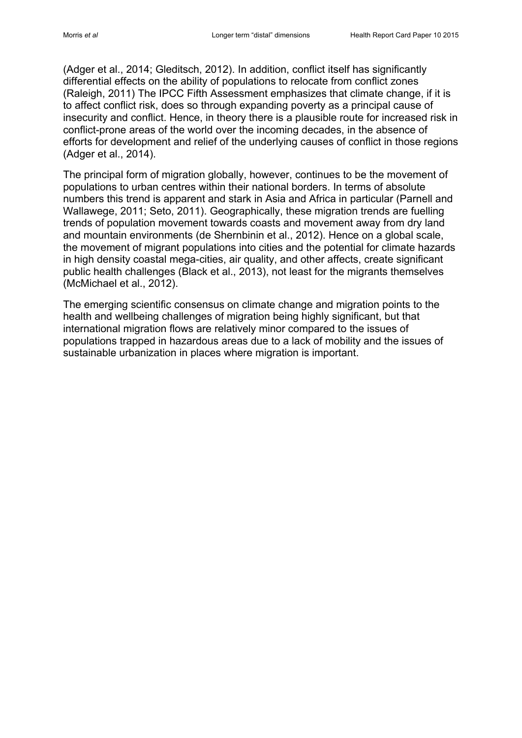(Adger et al., 2014; Gleditsch, 2012). In addition, conflict itself has significantly differential effects on the ability of populations to relocate from conflict zones (Raleigh, 2011) The IPCC Fifth Assessment emphasizes that climate change, if it is to affect conflict risk, does so through expanding poverty as a principal cause of insecurity and conflict. Hence, in theory there is a plausible route for increased risk in conflict-prone areas of the world over the incoming decades, in the absence of efforts for development and relief of the underlying causes of conflict in those regions (Adger et al., 2014).

The principal form of migration globally, however, continues to be the movement of populations to urban centres within their national borders. In terms of absolute numbers this trend is apparent and stark in Asia and Africa in particular (Parnell and Wallawege, 2011; Seto, 2011). Geographically, these migration trends are fuelling trends of population movement towards coasts and movement away from dry land and mountain environments (de Shernbinin et al., 2012). Hence on a global scale, the movement of migrant populations into cities and the potential for climate hazards in high density coastal mega-cities, air quality, and other affects, create significant public health challenges (Black et al., 2013), not least for the migrants themselves (McMichael et al., 2012).

The emerging scientific consensus on climate change and migration points to the health and wellbeing challenges of migration being highly significant, but that international migration flows are relatively minor compared to the issues of populations trapped in hazardous areas due to a lack of mobility and the issues of sustainable urbanization in places where migration is important.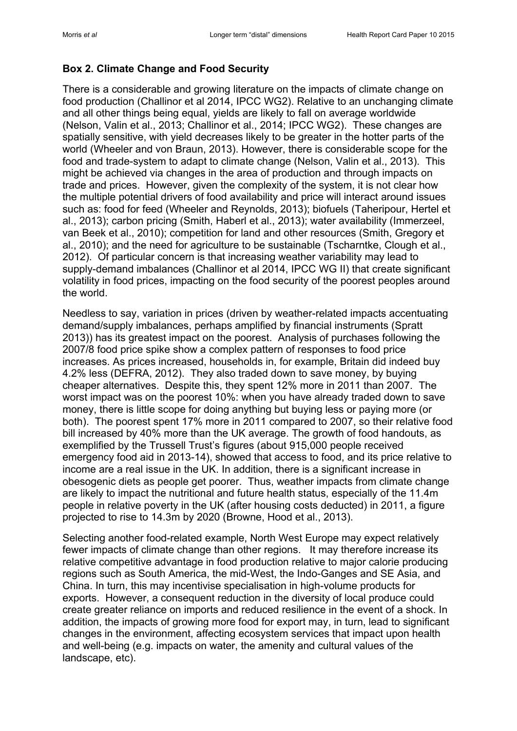**Box 2. Climate Change and Food Security**

There is a considerable and growing literature on the impacts of climate change on food production (Challinor et al 2014, IPCC WG2). Relative to an unchanging climate and all other things being equal, yields are likely to fall on average worldwide (Nelson, Valin et al., 2013; Challinor et al., 2014; IPCC WG2). These changes are spatially sensitive, with yield decreases likely to be greater in the hotter parts of the world (Wheeler and von Braun, 2013). However, there is considerable scope for the food and trade-system to adapt to climate change (Nelson, Valin et al., 2013). This might be achieved via changes in the area of production and through impacts on trade and prices. However, given the complexity of the system, it is not clear how the multiple potential drivers of food availability and price will interact around issues such as: food for feed (Wheeler and Reynolds, 2013); biofuels (Taheripour, Hertel et al., 2013); carbon pricing (Smith, Haberl et al., 2013); water availability (Immerzeel, van Beek et al., 2010); competition for land and other resources (Smith, Gregory et al., 2010); and the need for agriculture to be sustainable (Tscharntke, Clough et al., 2012). Of particular concern is that increasing weather variability may lead to supply-demand imbalances (Challinor et al 2014, IPCC WG II) that create significant volatility in food prices, impacting on the food security of the poorest peoples around the world.

Needless to say, variation in prices (driven by weather-related impacts accentuating demand/supply imbalances, perhaps amplified by financial instruments (Spratt 2013)) has its greatest impact on the poorest. Analysis of purchases following the 2007/8 food price spike show a complex pattern of responses to food price increases. As prices increased, households in, for example, Britain did indeed buy 4.2% less (DEFRA, 2012). They also traded down to save money, by buying cheaper alternatives. Despite this, they spent 12% more in 2011 than 2007. The worst impact was on the poorest 10%: when you have already traded down to save money, there is little scope for doing anything but buying less or paying more (or both). The poorest spent 17% more in 2011 compared to 2007, so their relative food bill increased by 40% more than the UK average. The growth of food handouts, as exemplified by the Trussell Trust's figures (about 915,000 people received emergency food aid in 2013-14), showed that access to food, and its price relative to income are a real issue in the UK. In addition, there is a significant increase in obesogenic diets as people get poorer. Thus, weather impacts from climate change are likely to impact the nutritional and future health status, especially of the 11.4m people in relative poverty in the UK (after housing costs deducted) in 2011, a figure projected to rise to 14.3m by 2020 (Browne, Hood et al., 2013).

Selecting another food-related example, North West Europe may expect relatively fewer impacts of climate change than other regions. It may therefore increase its relative competitive advantage in food production relative to major calorie producing regions such as South America, the mid-West, the Indo-Ganges and SE Asia, and China. In turn, this may incentivise specialisation in high-volume products for exports. However, a consequent reduction in the diversity of local produce could create greater reliance on imports and reduced resilience in the event of a shock. In addition, the impacts of growing more food for export may, in turn, lead to significant changes in the environment, affecting ecosystem services that impact upon health and well-being (e.g. impacts on water, the amenity and cultural values of the landscape, etc).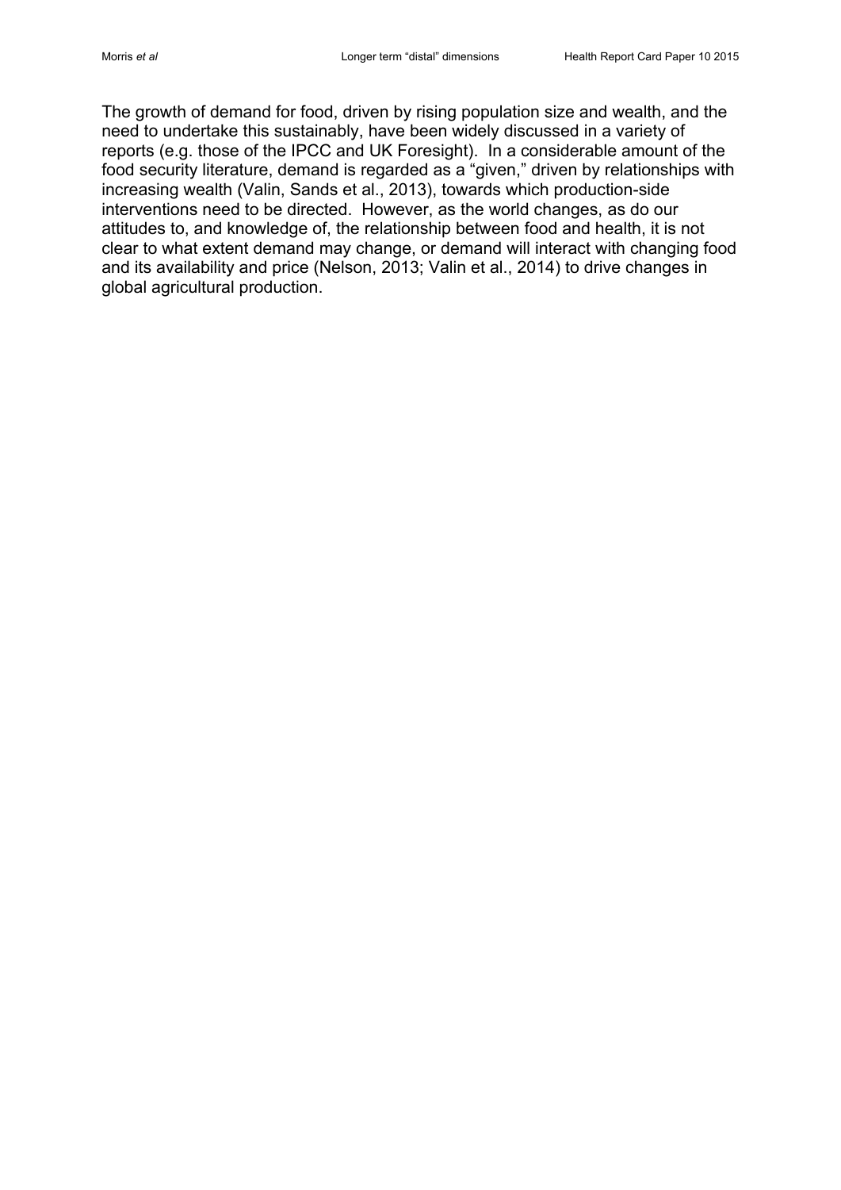The growth of demand for food, driven by rising population size and wealth, and the need to undertake this sustainably, have been widely discussed in a variety of reports (e.g. those of the IPCC and UK Foresight). In a considerable amount of the food security literature, demand is regarded as a "given," driven by relationships with increasing wealth (Valin, Sands et al., 2013), towards which production-side interventions need to be directed. However, as the world changes, as do our attitudes to, and knowledge of, the relationship between food and health, it is not clear to what extent demand may change, or demand will interact with changing food and its availability and price (Nelson, 2013; Valin et al., 2014) to drive changes in global agricultural production.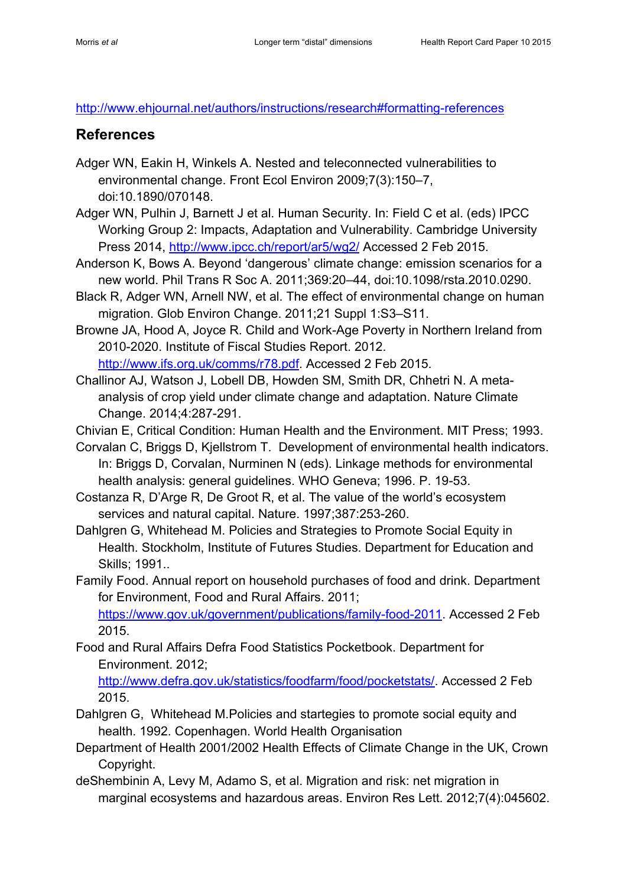http://www.ehjournal.net/authors/instructions/research#formatting-references

## References

Adger WN, Eakin H, Winkels A. Nested and teleconnected vulnerabilities to environmental change. Front Ecol Environ 2009;7(3):150–7, doi:10.1890/070148.

Adger WN, Pulhin J, Barnett J et al. Human Security. In: Field C et al. (eds) IPCC Working Group 2: Impacts, Adaptation and Vulnerability. Cambridge University Press 2014, http://www.ipcc.ch/report/ar5/wg2/ Accessed 2 Feb 2015.

Anderson K, Bows A. Beyond 'dangerous' climate change: emission scenarios for a new world. Phil Trans R Soc A. 2011;369:20–44, doi:10.1098/rsta.2010.0290.

Black R, Adger WN, Arnell NW, et al. The effect of environmental change on human migration. Glob Environ Change. 2011;21 Suppl 1:S3–S11.

Browne JA, Hood A, Joyce R. Child and Work-Age Poverty in Northern Ireland from 2010-2020. Institute of Fiscal Studies Report. 2012. http://www.ifs.org.uk/comms/r78.pdf. Accessed 2 Feb 2015.

Challinor AJ, Watson J, Lobell DB, Howden SM, Smith DR, Chhetri N. A meta-analysis of crop yield under climate change and adaptation. Nature Climate Change. 2014;4:287-291.

Chivian E, Critical Condition: Human Health and the Environment. MIT Press; 1993.

Corvalan C, Briggs D, Kjellstrom T. Development of environmental health indicators. In: Briggs D, Corvalan, Nurminen N (eds). Linkage methods for environmental health analysis: general guidelines. WHO Geneva; 1996. P. 19-53.

Costanza R, D'Arge R, De Groot R, et al. The value of the world's ecosystem services and natural capital. Nature. 1997;387:253-260.

Dahlgren G, Whitehead M. Policies and Strategies to Promote Social Equity in Health. Stockholm, Institute of Futures Studies. Department for Education and Skills; 1991..

Family Food. Annual report on household purchases of food and drink. Department for Environment, Food and Rural Affairs. 2011; https://www.gov.uk/government/publications/family-food-2011. Accessed 2 Feb 2015.

Food and Rural Affairs Defra Food Statistics Pocketbook. Department for Environment. 2012; http://www.defra.gov.uk/statistics/foodfarm/food/pocketstats/. Accessed 2 Feb 2015.

Dahlgren G, Whitehead M.Policies and startegies to promote social equity and health. 1992. Copenhagen. World Health Organisation

Department of Health 2001/2002 Health Effects of Climate Change in the UK, Crown Copyright.

deShembinin A, Levy M, Adamo S, et al. Migration and risk: net migration in marginal ecosystems and hazardous areas. Environ Res Lett. 2012;7(4):045602.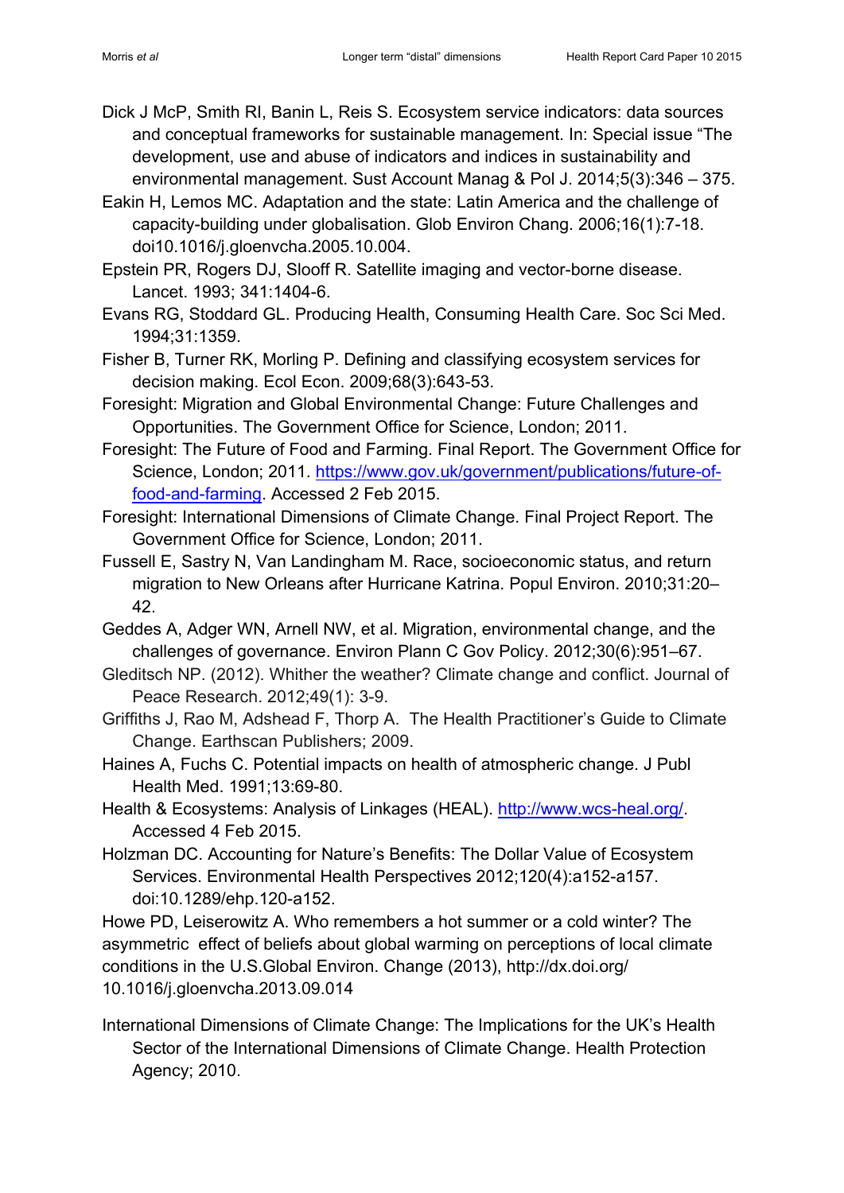Dick J McP, Smith RI, Banin L, Reis S. Ecosystem service indicators: data sources and conceptual frameworks for sustainable management. In: Special issue "The development, use and abuse of indicators and indices in sustainability and environmental management. Sust Account Manag & Pol J. 2014;5(3):346 – 375.

Eakin H, Lemos MC. Adaptation and the state: Latin America and the challenge of capacity-building under globalisation. Glob Environ Chang. 2006;16(1):7-18. doi10.1016/j.gloenvcha.2005.10.004.

Epstein PR, Rogers DJ, Slooff R. Satellite imaging and vector-borne disease. Lancet. 1993; 341:1404-6.

Evans RG, Stoddard GL. Producing Health, Consuming Health Care. Soc Sci Med. 1994;31:1359.

Fisher B, Turner RK, Morling P. Defining and classifying ecosystem services for decision making. Ecol Econ. 2009;68(3):643-53.

Foresight: Migration and Global Environmental Change: Future Challenges and Opportunities. The Government Office for Science, London; 2011.

Foresight: The Future of Food and Farming. Final Report. The Government Office for Science, London; 2011. [https://www.gov.uk/government/publications/future-of-food-and-farming](https://www.gov.uk/government/publications/future-of-food-and-farming). Accessed 2 Feb 2015.

Foresight: International Dimensions of Climate Change. Final Project Report. The Government Office for Science, London; 2011.

Fussell E, Sastry N, Van Landingham M. Race, socioeconomic status, and return migration to New Orleans after Hurricane Katrina. Popul Environ. 2010;31:20–42.

Geddes A, Adger WN, Arnell NW, et al. Migration, environmental change, and the challenges of governance. Environ Plann C Gov Policy. 2012;30(6):951–67.

Gleditsch NP. (2012). Whither the weather? Climate change and conflict. Journal of Peace Research. 2012;49(1): 3-9.

Griffiths J, Rao M, Adshead F, Thorp A. The Health Practitioner's Guide to Climate Change. Earthscan Publishers; 2009.

Haines A, Fuchs C. Potential impacts on health of atmospheric change. J Publ Health Med. 1991;13:69-80.

Health & Ecosystems: Analysis of Linkages (HEAL). [http://www.wcs-heal.org/](http://www.wcs-heal.org/). Accessed 4 Feb 2015.

Holzman DC. Accounting for Nature's Benefits: The Dollar Value of Ecosystem Services. Environmental Health Perspectives 2012;120(4):a152-a157. doi:10.1289/ehp.120-a152.

Howe PD, Leiserowitz A. Who remembers a hot summer or a cold winter? The asymmetric effect of beliefs about global warming on perceptions of local climate conditions in the U.S.Global Environ. Change (2013), http://dx.doi.org/10.1016/j.gloenvcha.2013.09.014

International Dimensions of Climate Change: The Implications for the UK's Health Sector of the International Dimensions of Climate Change. Health Protection Agency; 2010.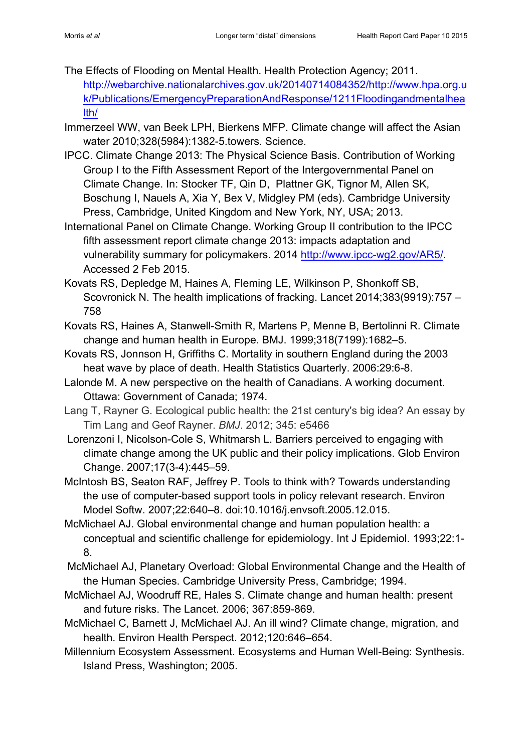The Effects of Flooding on Mental Health. Health Protection Agency; 2011. http://webarchive.nationalarchives.gov.uk/20140714084352/http://www.hpa.org.uk/Publications/EmergencyPreparationAndResponse/1211Floodingandmentalhealth/

Immerzeel WW, van Beek LPH, Bierkens MFP. Climate change will affect the Asian water 2010;328(5984):1382-5.towers. Science.

IPCC. Climate Change 2013: The Physical Science Basis. Contribution of Working Group I to the Fifth Assessment Report of the Intergovernmental Panel on Climate Change. In: Stocker TF, Qin D, Plattner GK, Tignor M, Allen SK, Boschung I, Nauels A, Xia Y, Bex V, Midgley PM (eds). Cambridge University Press, Cambridge, United Kingdom and New York, NY, USA; 2013.

International Panel on Climate Change. Working Group II contribution to the IPCC fifth assessment report climate change 2013: impacts adaptation and vulnerability summary for policymakers. 2014 http://www.ipcc-wg2.gov/AR5/. Accessed 2 Feb 2015.

Kovats RS, Depledge M, Haines A, Fleming LE, Wilkinson P, Shonkoff SB, Scovronick N. The health implications of fracking. Lancet 2014;383(9919):757 – 758

Kovats RS, Haines A, Stanwell-Smith R, Martens P, Menne B, Bertolinni R. Climate change and human health in Europe. BMJ. 1999;318(7199):1682–5.

Kovats RS, Jonnson H, Griffiths C. Mortality in southern England during the 2003 heat wave by place of death. Health Statistics Quarterly. 2006:29:6-8.

Lalonde M. A new perspective on the health of Canadians. A working document. Ottawa: Government of Canada; 1974.

Lang T, Rayner G. Ecological public health: the 21st century's big idea? An essay by Tim Lang and Geof Rayner. *BMJ*. 2012; 345: e5466

Lorenzoni I, Nicolson-Cole S, Whitmarsh L. Barriers perceived to engaging with climate change among the UK public and their policy implications. Glob Environ Change. 2007;17(3-4):445–59.

McIntosh BS, Seaton RAF, Jeffrey P. Tools to think with? Towards understanding the use of computer-based support tools in policy relevant research. Environ Model Softw. 2007;22:640–8. doi:10.1016/j.envsoft.2005.12.015.

McMichael AJ. Global environmental change and human population health: a conceptual and scientific challenge for epidemiology. Int J Epidemiol. 1993;22:1-8.

McMichael AJ, Planetary Overload: Global Environmental Change and the Health of the Human Species. Cambridge University Press, Cambridge; 1994.

McMichael AJ, Woodruff RE, Hales S. Climate change and human health: present and future risks. The Lancet. 2006; 367:859-869.

McMichael C, Barnett J, McMichael AJ. An ill wind? Climate change, migration, and health. Environ Health Perspect. 2012;120:646–654.

Millennium Ecosystem Assessment. Ecosystems and Human Well-Being: Synthesis. Island Press, Washington; 2005.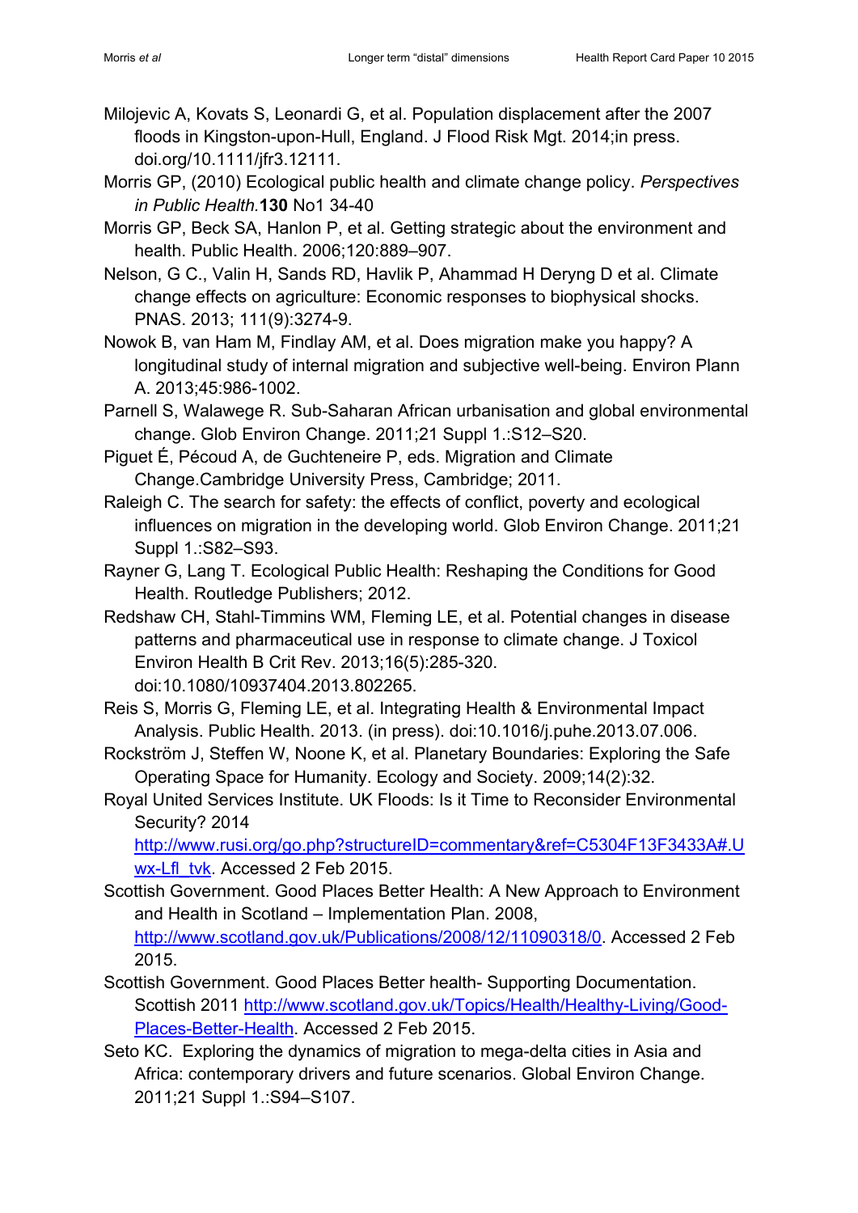Milojevic A, Kovats S, Leonardi G, et al. Population displacement after the 2007 floods in Kingston-upon-Hull, England. J Flood Risk Mgt. 2014;in press. doi.org/10.1111/jfr3.12111.

Morris GP, (2010) Ecological public health and climate change policy. *Perspectives in Public Health.* **130** No1 34-40

Morris GP, Beck SA, Hanlon P, et al. Getting strategic about the environment and health. Public Health. 2006;120:889–907.

Nelson, G C., Valin H, Sands RD, Havlik P, Ahammad H Deryng D et al. Climate change effects on agriculture: Economic responses to biophysical shocks. PNAS. 2013; 111(9):3274-9.

Nowok B, van Ham M, Findlay AM, et al. Does migration make you happy? A longitudinal study of internal migration and subjective well-being. Environ Plann A. 2013;45:986-1002.

Parnell S, Walawege R. Sub-Saharan African urbanisation and global environmental change. Glob Environ Change. 2011;21 Suppl 1.:S12–S20.

Piguet É, Pécoud A, de Guchteneire P, eds. Migration and Climate Change.Cambridge University Press, Cambridge; 2011.

Raleigh C. The search for safety: the effects of conflict, poverty and ecological influences on migration in the developing world. Glob Environ Change. 2011;21 Suppl 1.:S82–S93.

Rayner G, Lang T. Ecological Public Health: Reshaping the Conditions for Good Health. Routledge Publishers; 2012.

Redshaw CH, Stahl-Timmins WM, Fleming LE, et al. Potential changes in disease patterns and pharmaceutical use in response to climate change. J Toxicol Environ Health B Crit Rev. 2013;16(5):285-320. doi:10.1080/10937404.2013.802265.

Reis S, Morris G, Fleming LE, et al. Integrating Health & Environmental Impact Analysis. Public Health. 2013. (in press). doi:10.1016/j.puhe.2013.07.006.

Rockström J, Steffen W, Noone K, et al. Planetary Boundaries: Exploring the Safe Operating Space for Humanity. Ecology and Society. 2009;14(2):32.

Royal United Services Institute. UK Floods: Is it Time to Reconsider Environmental Security? 2014 http://www.rusi.org/go.php?structureID=commentary&ref=C5304F13F3433A#.Uwx-Lfl_tvk. Accessed 2 Feb 2015.

Scottish Government. Good Places Better Health: A New Approach to Environment and Health in Scotland – Implementation Plan. 2008, http://www.scotland.gov.uk/Publications/2008/12/11090318/0. Accessed 2 Feb 2015.

Scottish Government. Good Places Better health- Supporting Documentation. Scottish 2011 http://www.scotland.gov.uk/Topics/Health/Healthy-Living/Good-Places-Better-Health. Accessed 2 Feb 2015.

Seto KC. Exploring the dynamics of migration to mega-delta cities in Asia and Africa: contemporary drivers and future scenarios. Global Environ Change. 2011;21 Suppl 1.:S94–S107.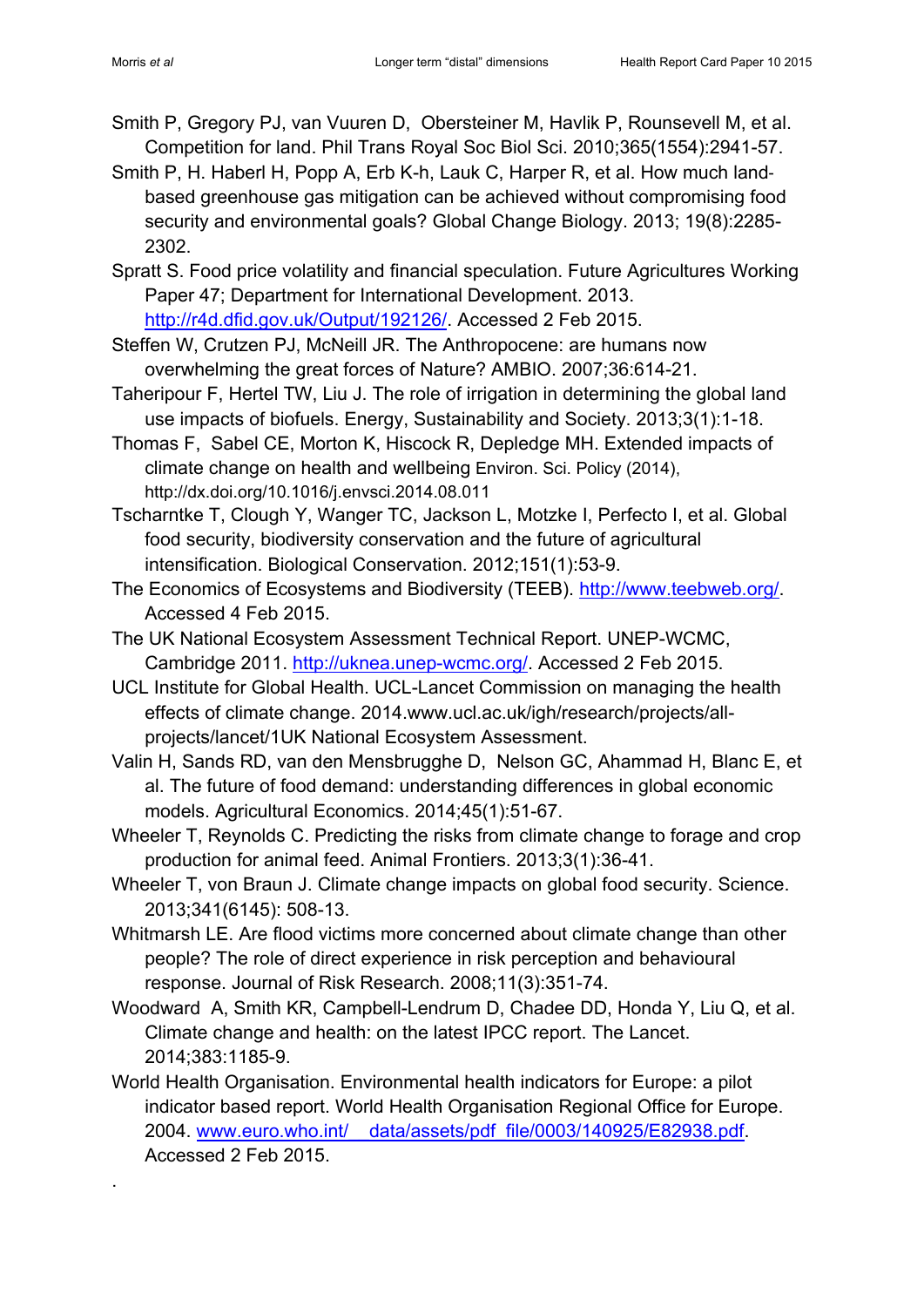Smith P, Gregory PJ, van Vuuren D, Obersteiner M, Havlik P, Rounsevell M, et al. Competition for land. Phil Trans Royal Soc Biol Sci. 2010;365(1554):2941-57.

Smith P, H. Haberl H, Popp A, Erb K-h, Lauk C, Harper R, et al. How much land-based greenhouse gas mitigation can be achieved without compromising food security and environmental goals? Global Change Biology. 2013; 19(8):2285-2302.

Spratt S. Food price volatility and financial speculation. Future Agricultures Working Paper 47; Department for International Development. 2013. http://r4d.dfid.gov.uk/Output/192126/. Accessed 2 Feb 2015.

Steffen W, Crutzen PJ, McNeill JR. The Anthropocene: are humans now overwhelming the great forces of Nature? AMBIO. 2007;36:614-21.

Taheripour F, Hertel TW, Liu J. The role of irrigation in determining the global land use impacts of biofuels. Energy, Sustainability and Society. 2013;3(1):1-18.

Thomas F, Sabel CE, Morton K, Hiscock R, Depledge MH. Extended impacts of climate change on health and wellbeing Environ. Sci. Policy (2014), http://dx.doi.org/10.1016/j.envsci.2014.08.011

Tscharntke T, Clough Y, Wanger TC, Jackson L, Motzke I, Perfecto I, et al. Global food security, biodiversity conservation and the future of agricultural intensification. Biological Conservation. 2012;151(1):53-9.

The Economics of Ecosystems and Biodiversity (TEEB). http://www.teebweb.org/. Accessed 4 Feb 2015.

The UK National Ecosystem Assessment Technical Report. UNEP-WCMC, Cambridge 2011. http://uknea.unep-wcmc.org/. Accessed 2 Feb 2015.

UCL Institute for Global Health. UCL-Lancet Commission on managing the health effects of climate change. 2014.www.ucl.ac.uk/igh/research/projects/all-projects/lancet/1UK National Ecosystem Assessment.

Valin H, Sands RD, van den Mensbrugghe D, Nelson GC, Ahammad H, Blanc E, et al. The future of food demand: understanding differences in global economic models. Agricultural Economics. 2014;45(1):51-67.

Wheeler T, Reynolds C. Predicting the risks from climate change to forage and crop production for animal feed. Animal Frontiers. 2013;3(1):36-41.

Wheeler T, von Braun J. Climate change impacts on global food security. Science. 2013;341(6145): 508-13.

Whitmarsh LE. Are flood victims more concerned about climate change than other people? The role of direct experience in risk perception and behavioural response. Journal of Risk Research. 2008;11(3):351-74.

Woodward A, Smith KR, Campbell-Lendrum D, Chadee DD, Honda Y, Liu Q, et al. Climate change and health: on the latest IPCC report. The Lancet. 2014;383:1185-9.

World Health Organisation. Environmental health indicators for Europe: a pilot indicator based report. World Health Organisation Regional Office for Europe. 2004. www.euro.who.int/__data/assets/pdf_file/0003/140925/E82938.pdf. Accessed 2 Feb 2015.

.